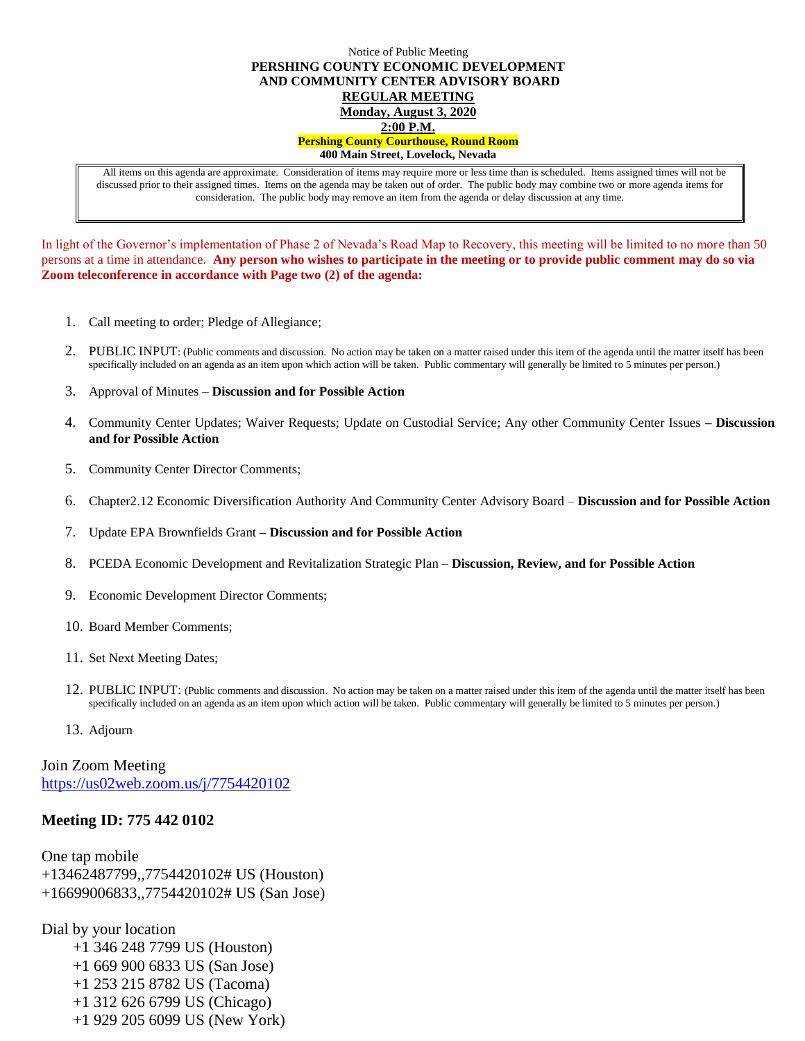Notice of Public Meeting

**PERSHING COUNTY ECONOMIC DEVELOPMENT AND COMMUNITY CENTER ADVISORY BOARD**

**REGULAR MEETING**

**Monday, August 3, 2020**

**2:00 P.M.**

**Pershing County Courthouse, Round Room**

**400 Main Street, Lovelock, Nevada**

All items on this agenda are approximate. Consideration of items may require more or less time than is scheduled. Items assigned times will not be discussed prior to their assigned times. Items on the agenda may be taken out of order. The public body may combine two or more agenda items for consideration. The public body may remove an item from the agenda or delay discussion at any time.

In light of the Governor's implementation of Phase 2 of Nevada's Road Map to Recovery, this meeting will be limited to no more than 50 persons at a time in attendance. **Any person who wishes to participate in the meeting or to provide public comment may do so via Zoom teleconference in accordance with Page two (2) of the agenda:**

1. Call meeting to order; Pledge of Allegiance;
2. PUBLIC INPUT: (Public comments and discussion. No action may be taken on a matter raised under this item of the agenda until the matter itself has been specifically included on an agenda as an item upon which action will be taken. Public commentary will generally be limited to 5 minutes per person.)
3. Approval of Minutes – **Discussion and for Possible Action**
4. Community Center Updates; Waiver Requests; Update on Custodial Service; Any other Community Center Issues **– Discussion and for Possible Action**
5. Community Center Director Comments;
6. Chapter2.12 Economic Diversification Authority And Community Center Advisory Board – **Discussion and for Possible Action**
7. Update EPA Brownfields Grant **– Discussion and for Possible Action**
8. PCEDA Economic Development and Revitalization Strategic Plan – **Discussion, Review, and for Possible Action**
9. Economic Development Director Comments;
10. Board Member Comments;
11. Set Next Meeting Dates;
12. PUBLIC INPUT: (Public comments and discussion. No action may be taken on a matter raised under this item of the agenda until the matter itself has been specifically included on an agenda as an item upon which action will be taken. Public commentary will generally be limited to 5 minutes per person.)
13. Adjourn

Join Zoom Meeting
https://us02web.zoom.us/j/7754420102

**Meeting ID: 775 442 0102**

One tap mobile
+13462487799,,7754420102# US (Houston)
+16699006833,,7754420102# US (San Jose)

Dial by your location
+1 346 248 7799 US (Houston)
+1 669 900 6833 US (San Jose)
+1 253 215 8782 US (Tacoma)
+1 312 626 6799 US (Chicago)
+1 929 205 6099 US (New York)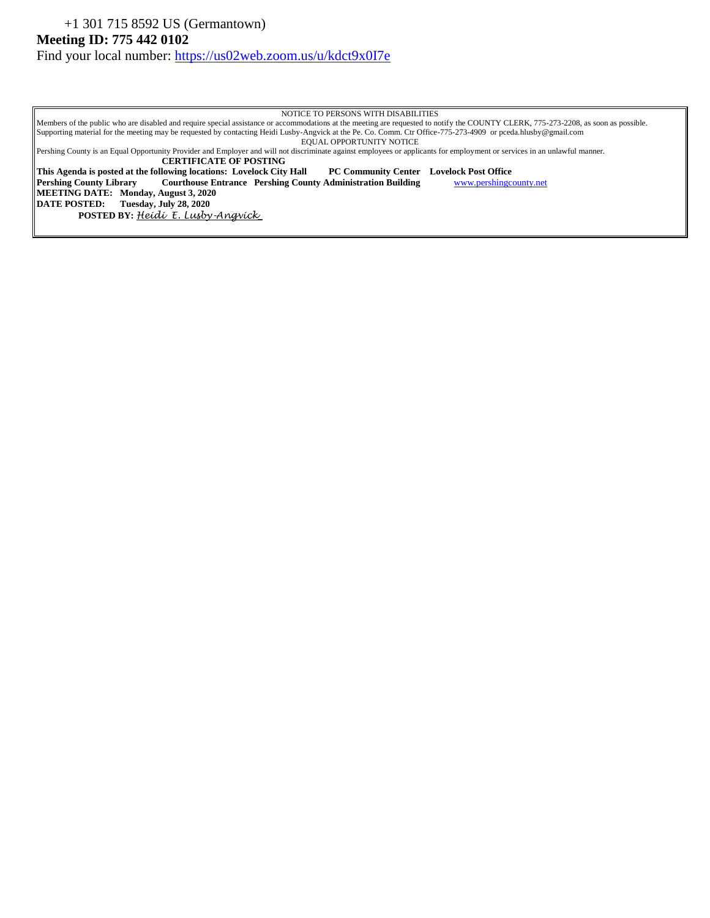+1 301 715 8592 US (Germantown)

**Meeting ID: 775 442 0102**

Find your local number: https://us02web.zoom.us/u/kdct9x0I7e

NOTICE TO PERSONS WITH DISABILITIES

Members of the public who are disabled and require special assistance or accommodations at the meeting are requested to notify the COUNTY CLERK, 775-273-2208, as soon as possible.
Supporting material for the meeting may be requested by contacting Heidi Lusby-Angvick at the Pe. Co. Comm. Ctr Office-775-273-4909 or pceda.hlusby@gmail.com

EQUAL OPPORTUNITY NOTICE

Pershing County is an Equal Opportunity Provider and Employer and will not discriminate against employees or applicants for employment or services in an unlawful manner.

**CERTIFICATE OF POSTING**

**This Agenda is posted at the following locations: Lovelock City Hall PC Community Center Lovelock Post Office**
**Pershing County Library Courthouse Entrance Pershing County Administration Building** www.pershingcounty.net

**MEETING DATE: Monday, August 3, 2020**

**DATE POSTED: Tuesday, July 28, 2020**

**POSTED BY:** *Heidi E. Lusby-Angvick*